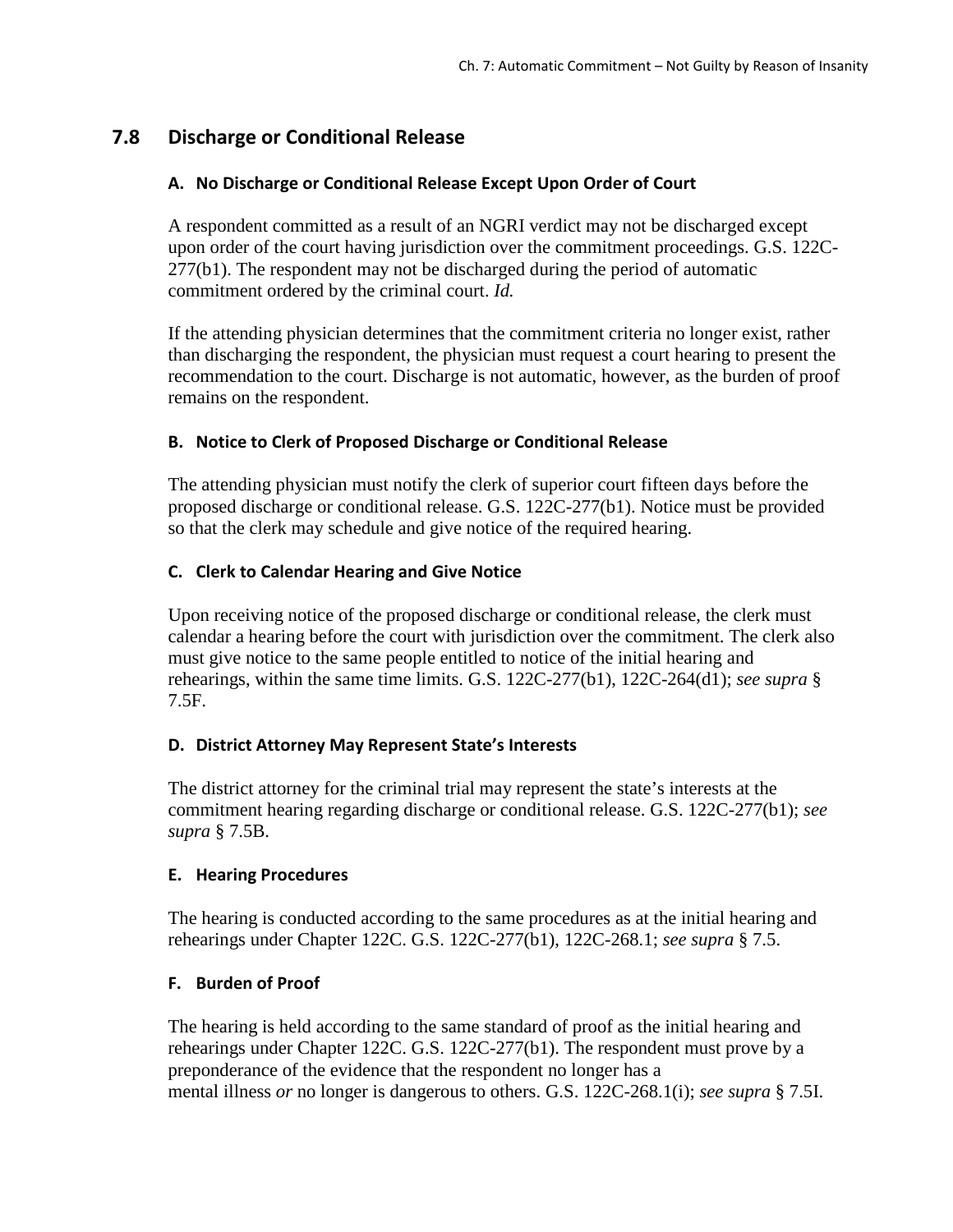## 7.8 Discharge or Conditional Release

### A. No Discharge or Conditional Release Except Upon Order of Court

A respondent committed as a result of an NGRI verdict may not be discharged except upon order of the court having jurisdiction over the commitment proceedings. G.S. 122C-277(b1). The respondent may not be discharged during the period of automatic commitment ordered by the criminal court. *Id.*

If the attending physician determines that the commitment criteria no longer exist, rather than discharging the respondent, the physician must request a court hearing to present the recommendation to the court. Discharge is not automatic, however, as the burden of proof remains on the respondent.

### B. Notice to Clerk of Proposed Discharge or Conditional Release

The attending physician must notify the clerk of superior court fifteen days before the proposed discharge or conditional release. G.S. 122C-277(b1). Notice must be provided so that the clerk may schedule and give notice of the required hearing.

### C. Clerk to Calendar Hearing and Give Notice

Upon receiving notice of the proposed discharge or conditional release, the clerk must calendar a hearing before the court with jurisdiction over the commitment. The clerk also must give notice to the same people entitled to notice of the initial hearing and rehearings, within the same time limits. G.S. 122C-277(b1), 122C-264(d1); *see supra* § 7.5F.

### D. District Attorney May Represent State's Interests

The district attorney for the criminal trial may represent the state's interests at the commitment hearing regarding discharge or conditional release. G.S. 122C-277(b1); *see supra* § 7.5B.

### E. Hearing Procedures

The hearing is conducted according to the same procedures as at the initial hearing and rehearings under Chapter 122C. G.S. 122C-277(b1), 122C-268.1; *see supra* § 7.5.

### F. Burden of Proof

The hearing is held according to the same standard of proof as the initial hearing and rehearings under Chapter 122C. G.S. 122C-277(b1). The respondent must prove by a preponderance of the evidence that the respondent no longer has a mental illness *or* no longer is dangerous to others. G.S. 122C-268.1(i); *see supra* § 7.5I.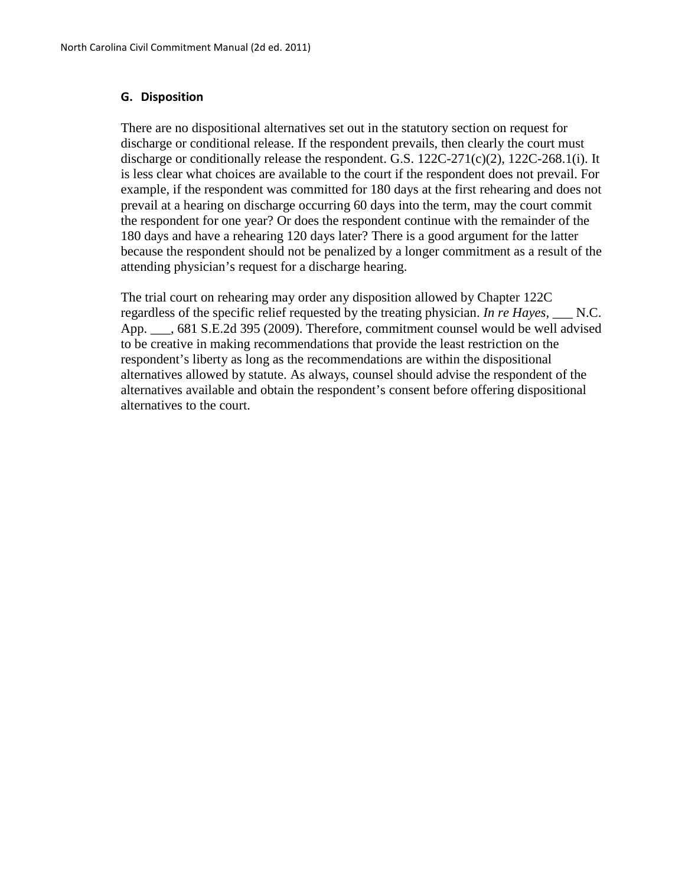### G. Disposition

There are no dispositional alternatives set out in the statutory section on request for discharge or conditional release. If the respondent prevails, then clearly the court must discharge or conditionally release the respondent. G.S. 122C-271(c)(2), 122C-268.1(i). It is less clear what choices are available to the court if the respondent does not prevail. For example, if the respondent was committed for 180 days at the first rehearing and does not prevail at a hearing on discharge occurring 60 days into the term, may the court commit the respondent for one year? Or does the respondent continue with the remainder of the 180 days and have a rehearing 120 days later? There is a good argument for the latter because the respondent should not be penalized by a longer commitment as a result of the attending physician's request for a discharge hearing.

The trial court on rehearing may order any disposition allowed by Chapter 122C regardless of the specific relief requested by the treating physician. *In re Hayes*, ___ N.C. App. ___, 681 S.E.2d 395 (2009). Therefore, commitment counsel would be well advised to be creative in making recommendations that provide the least restriction on the respondent's liberty as long as the recommendations are within the dispositional alternatives allowed by statute. As always, counsel should advise the respondent of the alternatives available and obtain the respondent's consent before offering dispositional alternatives to the court.